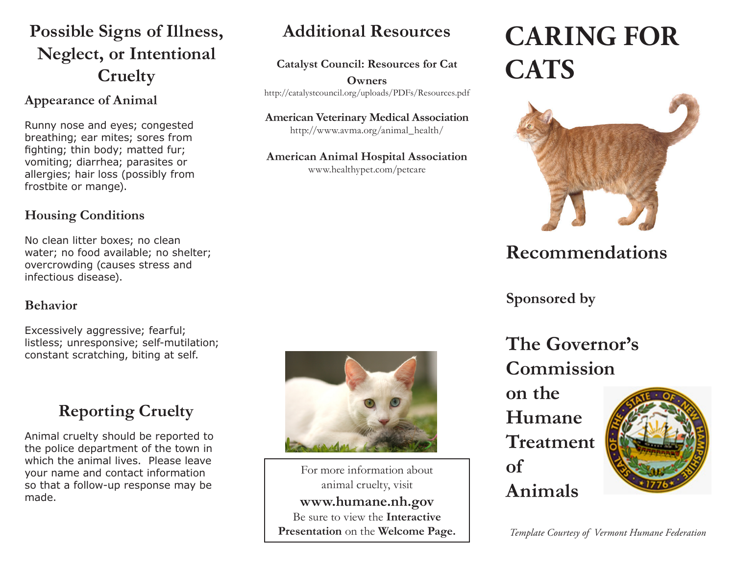## Possible Signs of Illness, Neglect, or Intentional Cruelty

### Appearance of Animal

Runny nose and eyes; congested breathing; ear mites; sores from fighting; thin body; matted fur; vomiting; diarrhea; parasites or allergies; hair loss (possibly from frostbite or mange).

### Housing Conditions

No clean litter boxes; no clean water; no food available; no shelter; overcrowding (causes stress and infectious disease).

### Behavior

Excessively aggressive; fearful; listless; unresponsive; self-mutilation; constant scratching, biting at self.

## Reporting Cruelty

Animal cruelty should be reported to the police department of the town in which the animal lives. Please leave your name and contact information so that a follow-up response may be made.

## Additional Resources

**Catalyst Council: Resources for Cat Owners**
http://catalystcouncil.org/uploads/PDFs/Resources.pdf

**American Veterinary Medical Association**
http://www.avma.org/animal_health/

**American Animal Hospital Association**
www.healthypet.com/petcare

For more information about animal cruelty, visit
**www.humane.nh.gov**
Be sure to view the **Interactive Presentation** on the **Welcome Page.**

# CARING FOR CATS

## Recommendations

**Sponsored by**

## The Governor's Commission on the Humane Treatment of Animals

*Template Courtesy of Vermont Humane Federation*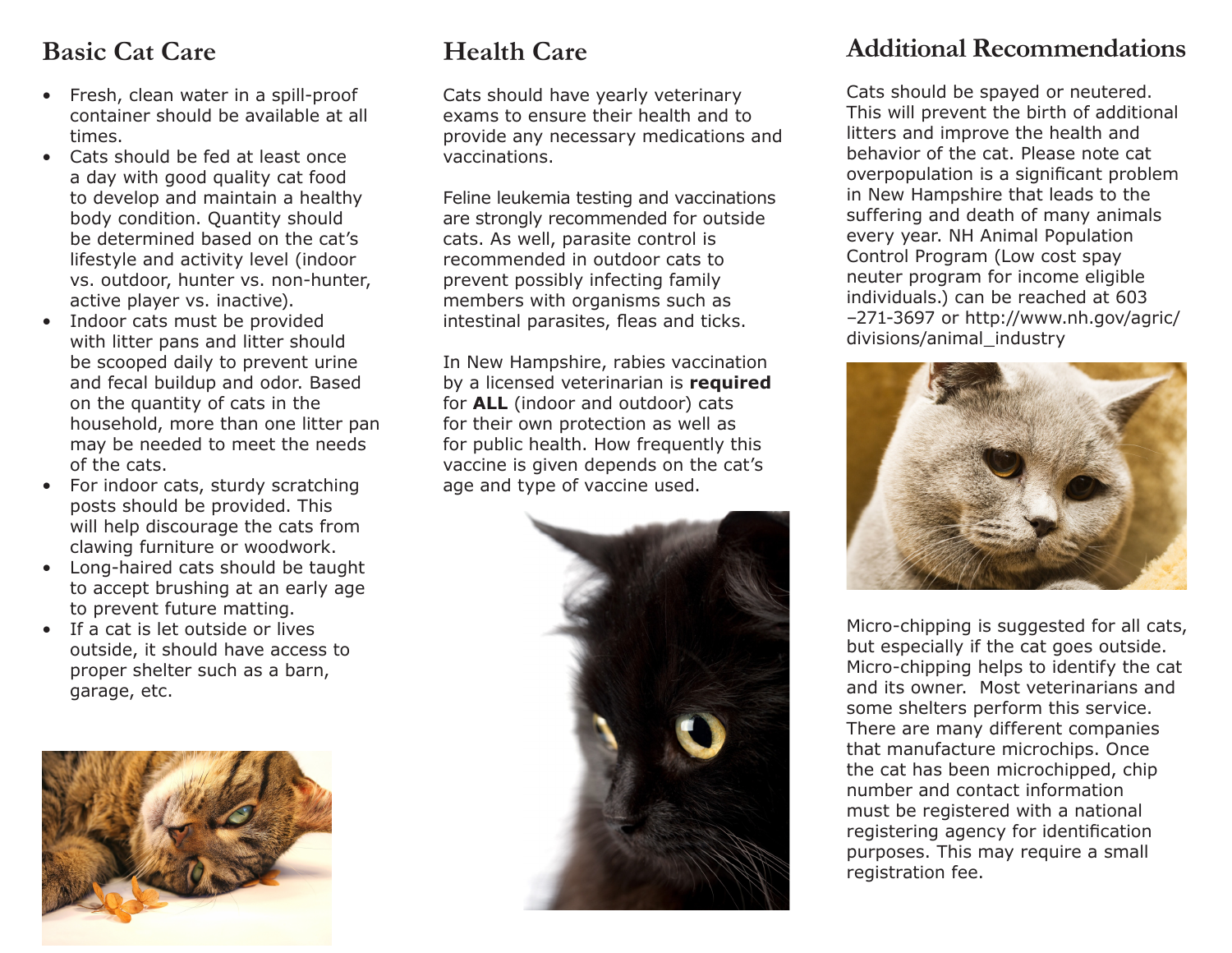## Basic Cat Care

- Fresh, clean water in a spill-proof container should be available at all times.
- Cats should be fed at least once a day with good quality cat food to develop and maintain a healthy body condition. Quantity should be determined based on the cat's lifestyle and activity level (indoor vs. outdoor, hunter vs. non-hunter, active player vs. inactive).
- Indoor cats must be provided with litter pans and litter should be scooped daily to prevent urine and fecal buildup and odor. Based on the quantity of cats in the household, more than one litter pan may be needed to meet the needs of the cats.
- For indoor cats, sturdy scratching posts should be provided. This will help discourage the cats from clawing furniture or woodwork.
- Long-haired cats should be taught to accept brushing at an early age to prevent future matting.
- If a cat is let outside or lives outside, it should have access to proper shelter such as a barn, garage, etc.

## Health Care

Cats should have yearly veterinary exams to ensure their health and to provide any necessary medications and vaccinations.

Feline leukemia testing and vaccinations are strongly recommended for outside cats. As well, parasite control is recommended in outdoor cats to prevent possibly infecting family members with organisms such as intestinal parasites, fleas and ticks.

In New Hampshire, rabies vaccination by a licensed veterinarian is **required** for **ALL** (indoor and outdoor) cats for their own protection as well as for public health. How frequently this vaccine is given depends on the cat's age and type of vaccine used.

## Additional Recommendations

Cats should be spayed or neutered. This will prevent the birth of additional litters and improve the health and behavior of the cat. Please note cat overpopulation is a significant problem in New Hampshire that leads to the suffering and death of many animals every year. NH Animal Population Control Program (Low cost spay neuter program for income eligible individuals.) can be reached at 603 –271-3697 or http://www.nh.gov/agric/divisions/animal_industry

Micro-chipping is suggested for all cats, but especially if the cat goes outside. Micro-chipping helps to identify the cat and its owner. Most veterinarians and some shelters perform this service. There are many different companies that manufacture microchips. Once the cat has been microchipped, chip number and contact information must be registered with a national registering agency for identification purposes. This may require a small registration fee.